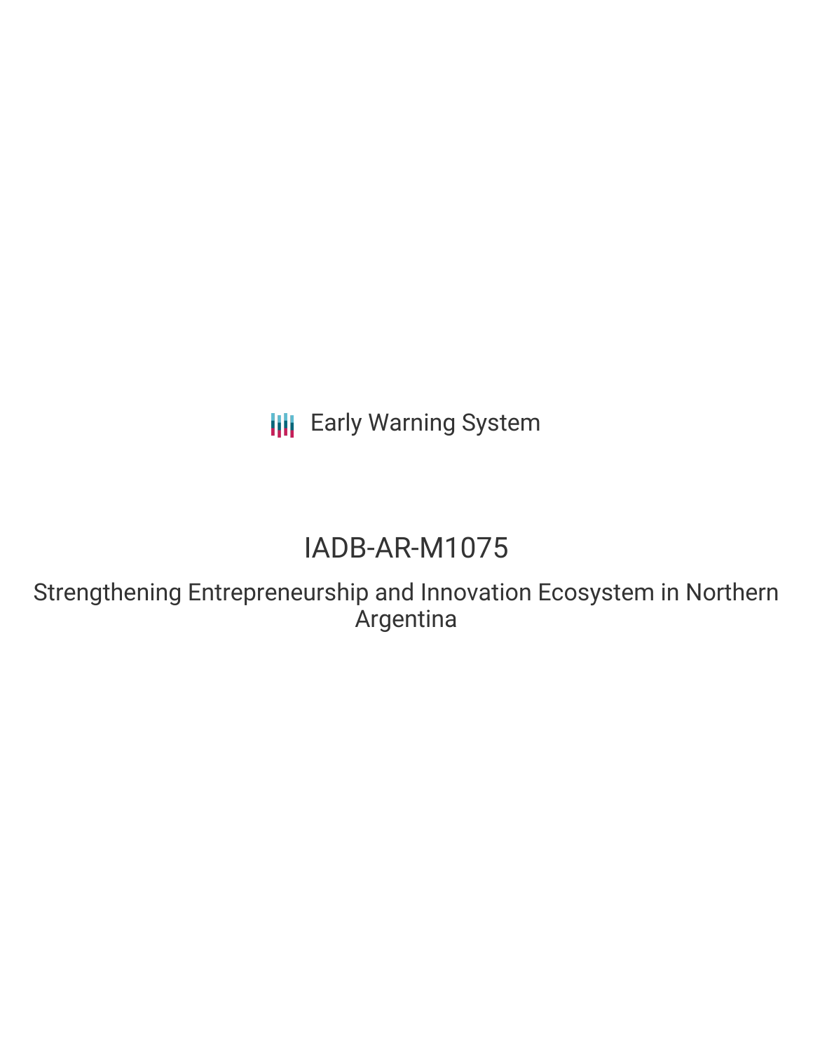Early Warning System

# IADB-AR-M1075

## Strengthening Entrepreneurship and Innovation Ecosystem in Northern Argentina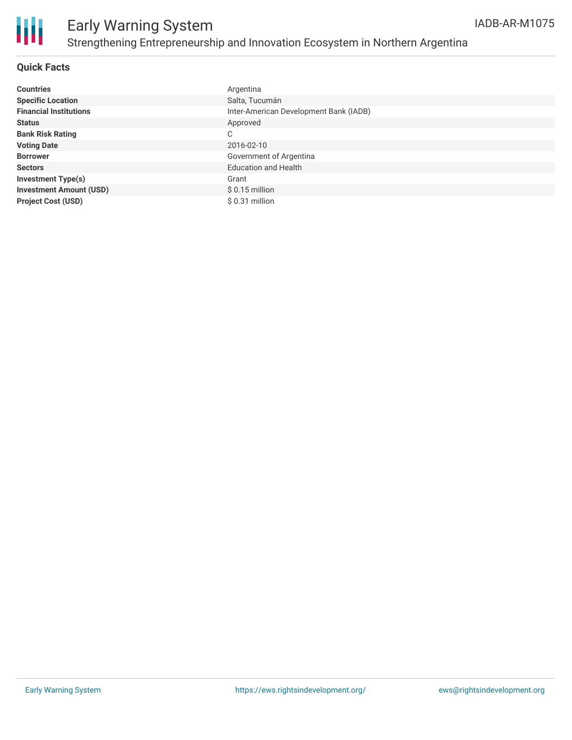# Early Warning System

## Strengthening Entrepreneurship and Innovation Ecosystem in Northern Argentina

IADB-AR-M1075

### Quick Facts

| | |
|---|---|
| **Countries** | Argentina |
| **Specific Location** | Salta, Tucumán |
| **Financial Institutions** | Inter-American Development Bank (IADB) |
| **Status** | Approved |
| **Bank Risk Rating** | C |
| **Voting Date** | 2016-02-10 |
| **Borrower** | Government of Argentina |
| **Sectors** | Education and Health |
| **Investment Type(s)** | Grant |
| **Investment Amount (USD)** | $ 0.15 million |
| **Project Cost (USD)** | $ 0.31 million |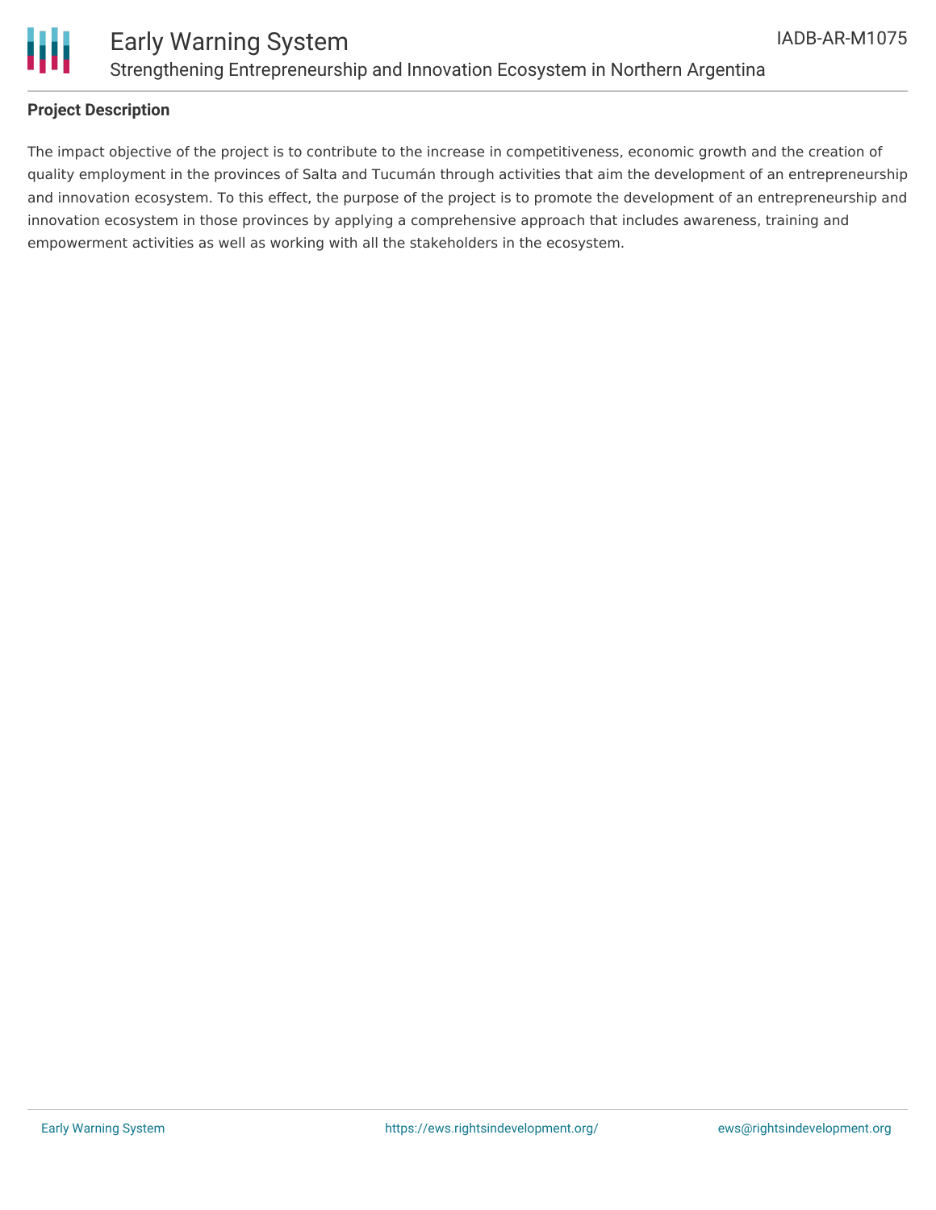## Project Description

The impact objective of the project is to contribute to the increase in competitiveness, economic growth and the creation of quality employment in the provinces of Salta and Tucumán through activities that aim the development of an entrepreneurship and innovation ecosystem. To this effect, the purpose of the project is to promote the development of an entrepreneurship and innovation ecosystem in those provinces by applying a comprehensive approach that includes awareness, training and empowerment activities as well as working with all the stakeholders in the ecosystem.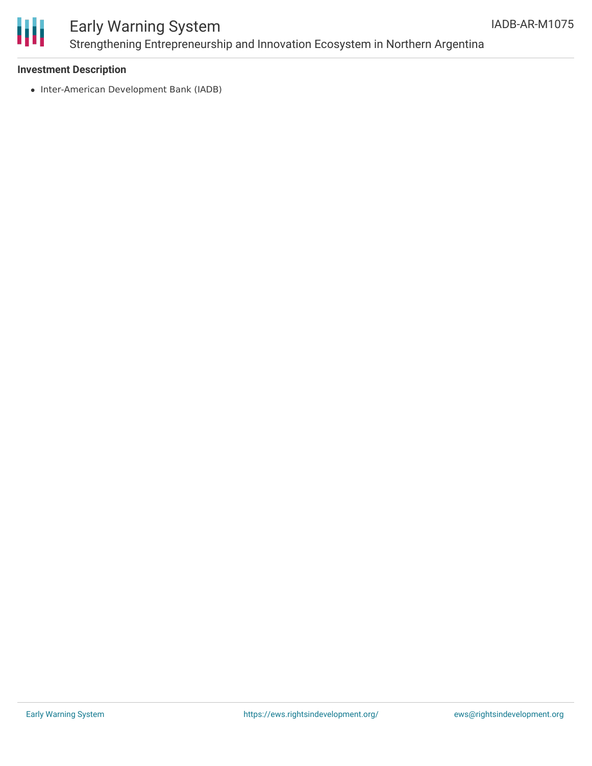### Investment Description

- Inter-American Development Bank (IADB)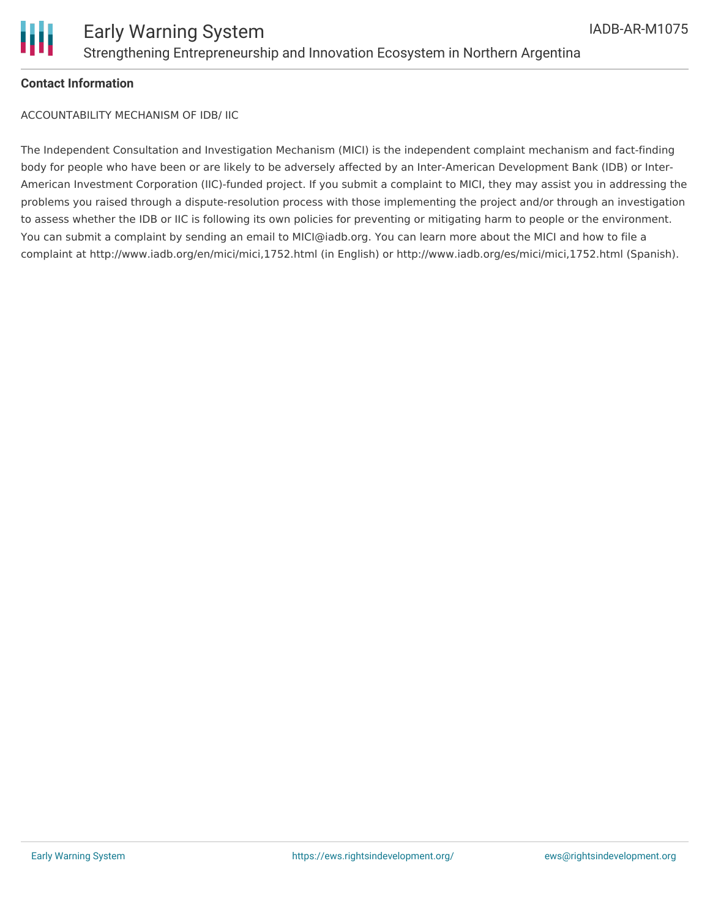**Contact Information**

ACCOUNTABILITY MECHANISM OF IDB/ IIC

The Independent Consultation and Investigation Mechanism (MICI) is the independent complaint mechanism and fact-finding body for people who have been or are likely to be adversely affected by an Inter-American Development Bank (IDB) or Inter-American Investment Corporation (IIC)-funded project. If you submit a complaint to MICI, they may assist you in addressing the problems you raised through a dispute-resolution process with those implementing the project and/or through an investigation to assess whether the IDB or IIC is following its own policies for preventing or mitigating harm to people or the environment. You can submit a complaint by sending an email to MICI@iadb.org. You can learn more about the MICI and how to file a complaint at http://www.iadb.org/en/mici/mici,1752.html (in English) or http://www.iadb.org/es/mici/mici,1752.html (Spanish).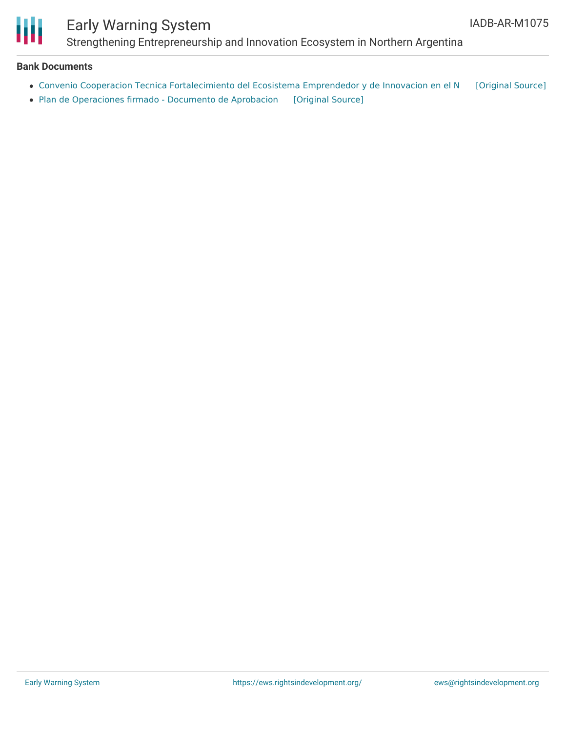## Bank Documents

- Convenio Cooperacion Tecnica Fortalecimiento del Ecosistema Emprendedor y de Innovacion en el N [Original Source]
- Plan de Operaciones firmado - Documento de Aprobacion [Original Source]